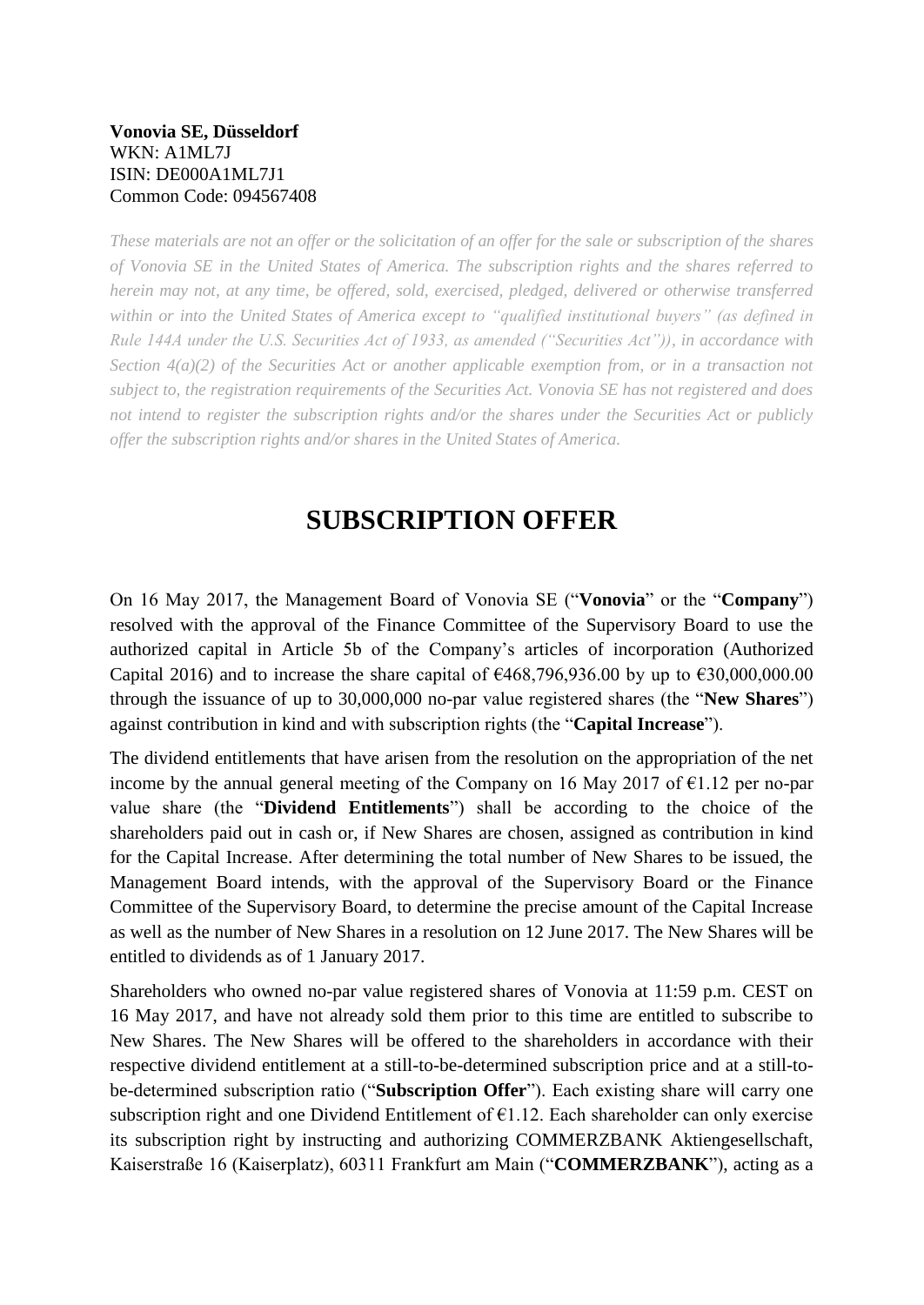**Vonovia SE, Düsseldorf**
WKN: A1ML7J
ISIN: DE000A1ML7J1
Common Code: 094567408

*These materials are not an offer or the solicitation of an offer for the sale or subscription of the shares of Vonovia SE in the United States of America. The subscription rights and the shares referred to herein may not, at any time, be offered, sold, exercised, pledged, delivered or otherwise transferred within or into the United States of America except to "qualified institutional buyers" (as defined in Rule 144A under the U.S. Securities Act of 1933, as amended ("Securities Act")), in accordance with Section 4(a)(2) of the Securities Act or another applicable exemption from, or in a transaction not subject to, the registration requirements of the Securities Act. Vonovia SE has not registered and does not intend to register the subscription rights and/or the shares under the Securities Act or publicly offer the subscription rights and/or shares in the United States of America.*

# SUBSCRIPTION OFFER

On 16 May 2017, the Management Board of Vonovia SE ("**Vonovia**" or the "**Company**") resolved with the approval of the Finance Committee of the Supervisory Board to use the authorized capital in Article 5b of the Company's articles of incorporation (Authorized Capital 2016) and to increase the share capital of €468,796,936.00 by up to €30,000,000.00 through the issuance of up to 30,000,000 no-par value registered shares (the "**New Shares**") against contribution in kind and with subscription rights (the "**Capital Increase**").

The dividend entitlements that have arisen from the resolution on the appropriation of the net income by the annual general meeting of the Company on 16 May 2017 of €1.12 per no-par value share (the "**Dividend Entitlements**") shall be according to the choice of the shareholders paid out in cash or, if New Shares are chosen, assigned as contribution in kind for the Capital Increase. After determining the total number of New Shares to be issued, the Management Board intends, with the approval of the Supervisory Board or the Finance Committee of the Supervisory Board, to determine the precise amount of the Capital Increase as well as the number of New Shares in a resolution on 12 June 2017. The New Shares will be entitled to dividends as of 1 January 2017.

Shareholders who owned no-par value registered shares of Vonovia at 11:59 p.m. CEST on 16 May 2017, and have not already sold them prior to this time are entitled to subscribe to New Shares. The New Shares will be offered to the shareholders in accordance with their respective dividend entitlement at a still-to-be-determined subscription price and at a still-to-be-determined subscription ratio ("**Subscription Offer**"). Each existing share will carry one subscription right and one Dividend Entitlement of €1.12. Each shareholder can only exercise its subscription right by instructing and authorizing COMMERZBANK Aktiengesellschaft, Kaiserstraße 16 (Kaiserplatz), 60311 Frankfurt am Main ("**COMMERZBANK**"), acting as a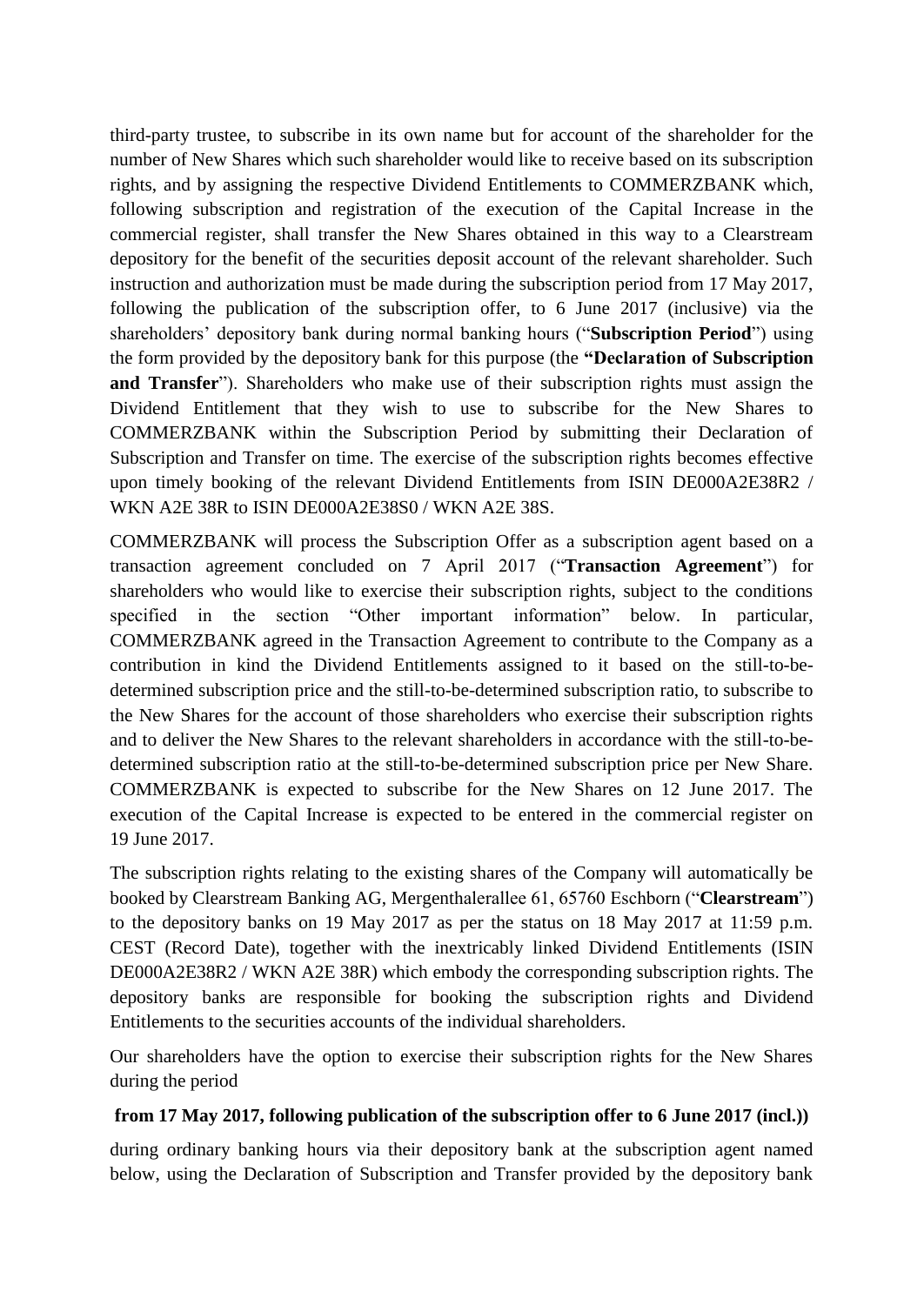third-party trustee, to subscribe in its own name but for account of the shareholder for the number of New Shares which such shareholder would like to receive based on its subscription rights, and by assigning the respective Dividend Entitlements to COMMERZBANK which, following subscription and registration of the execution of the Capital Increase in the commercial register, shall transfer the New Shares obtained in this way to a Clearstream depository for the benefit of the securities deposit account of the relevant shareholder. Such instruction and authorization must be made during the subscription period from 17 May 2017, following the publication of the subscription offer, to 6 June 2017 (inclusive) via the shareholders' depository bank during normal banking hours ("**Subscription Period**") using the form provided by the depository bank for this purpose (the **"Declaration of Subscription and Transfer**"). Shareholders who make use of their subscription rights must assign the Dividend Entitlement that they wish to use to subscribe for the New Shares to COMMERZBANK within the Subscription Period by submitting their Declaration of Subscription and Transfer on time. The exercise of the subscription rights becomes effective upon timely booking of the relevant Dividend Entitlements from ISIN DE000A2E38R2 / WKN A2E 38R to ISIN DE000A2E38S0 / WKN A2E 38S.

COMMERZBANK will process the Subscription Offer as a subscription agent based on a transaction agreement concluded on 7 April 2017 ("**Transaction Agreement**") for shareholders who would like to exercise their subscription rights, subject to the conditions specified in the section "Other important information" below. In particular, COMMERZBANK agreed in the Transaction Agreement to contribute to the Company as a contribution in kind the Dividend Entitlements assigned to it based on the still-to-be-determined subscription price and the still-to-be-determined subscription ratio, to subscribe to the New Shares for the account of those shareholders who exercise their subscription rights and to deliver the New Shares to the relevant shareholders in accordance with the still-to-be-determined subscription ratio at the still-to-be-determined subscription price per New Share. COMMERZBANK is expected to subscribe for the New Shares on 12 June 2017. The execution of the Capital Increase is expected to be entered in the commercial register on 19 June 2017.

The subscription rights relating to the existing shares of the Company will automatically be booked by Clearstream Banking AG, Mergenthalerallee 61, 65760 Eschborn ("**Clearstream**") to the depository banks on 19 May 2017 as per the status on 18 May 2017 at 11:59 p.m. CEST (Record Date), together with the inextricably linked Dividend Entitlements (ISIN DE000A2E38R2 / WKN A2E 38R) which embody the corresponding subscription rights. The depository banks are responsible for booking the subscription rights and Dividend Entitlements to the securities accounts of the individual shareholders.

Our shareholders have the option to exercise their subscription rights for the New Shares during the period

**from 17 May 2017, following publication of the subscription offer to 6 June 2017 (incl.))**

during ordinary banking hours via their depository bank at the subscription agent named below, using the Declaration of Subscription and Transfer provided by the depository bank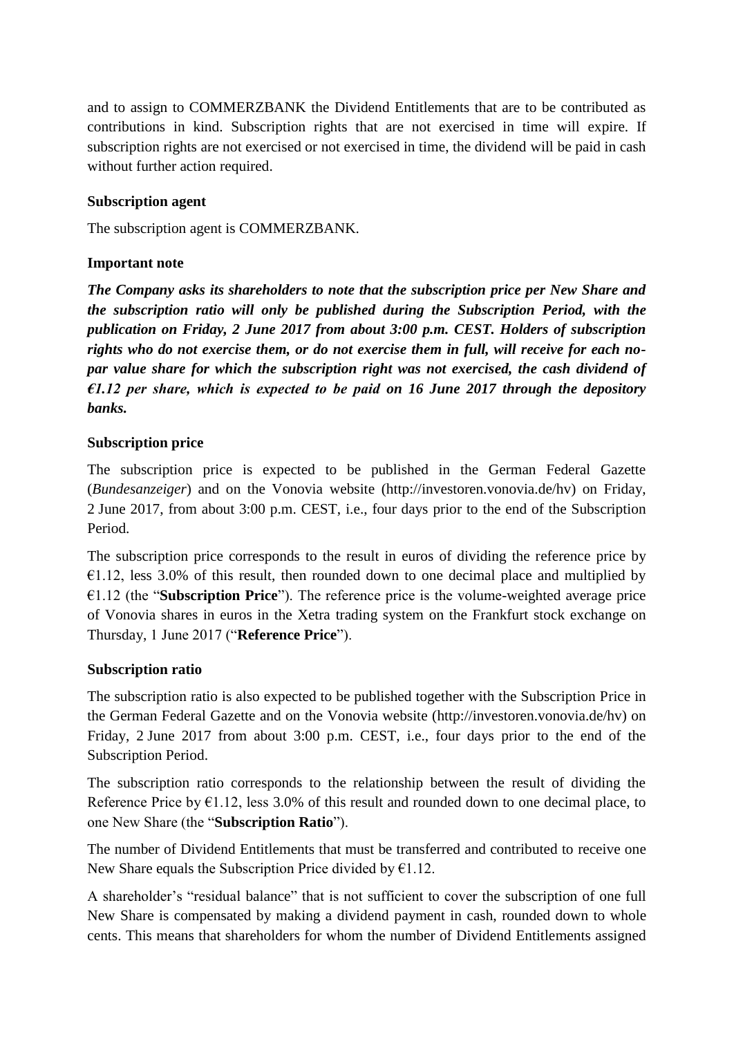and to assign to COMMERZBANK the Dividend Entitlements that are to be contributed as contributions in kind. Subscription rights that are not exercised in time will expire. If subscription rights are not exercised or not exercised in time, the dividend will be paid in cash without further action required.

**Subscription agent**

The subscription agent is COMMERZBANK.

**Important note**

***The Company asks its shareholders to note that the subscription price per New Share and the subscription ratio will only be published during the Subscription Period, with the publication on Friday, 2 June 2017 from about 3:00 p.m. CEST. Holders of subscription rights who do not exercise them, or do not exercise them in full, will receive for each no-par value share for which the subscription right was not exercised, the cash dividend of €1.12 per share, which is expected to be paid on 16 June 2017 through the depository banks.***

**Subscription price**

The subscription price is expected to be published in the German Federal Gazette (*Bundesanzeiger*) and on the Vonovia website (http://investoren.vonovia.de/hv) on Friday, 2 June 2017, from about 3:00 p.m. CEST, i.e., four days prior to the end of the Subscription Period.

The subscription price corresponds to the result in euros of dividing the reference price by €1.12, less 3.0% of this result, then rounded down to one decimal place and multiplied by €1.12 (the "**Subscription Price**"). The reference price is the volume-weighted average price of Vonovia shares in euros in the Xetra trading system on the Frankfurt stock exchange on Thursday, 1 June 2017 ("**Reference Price**").

**Subscription ratio**

The subscription ratio is also expected to be published together with the Subscription Price in the German Federal Gazette and on the Vonovia website (http://investoren.vonovia.de/hv) on Friday, 2 June 2017 from about 3:00 p.m. CEST, i.e., four days prior to the end of the Subscription Period.

The subscription ratio corresponds to the relationship between the result of dividing the Reference Price by €1.12, less 3.0% of this result and rounded down to one decimal place, to one New Share (the "**Subscription Ratio**").

The number of Dividend Entitlements that must be transferred and contributed to receive one New Share equals the Subscription Price divided by €1.12.

A shareholder's "residual balance" that is not sufficient to cover the subscription of one full New Share is compensated by making a dividend payment in cash, rounded down to whole cents. This means that shareholders for whom the number of Dividend Entitlements assigned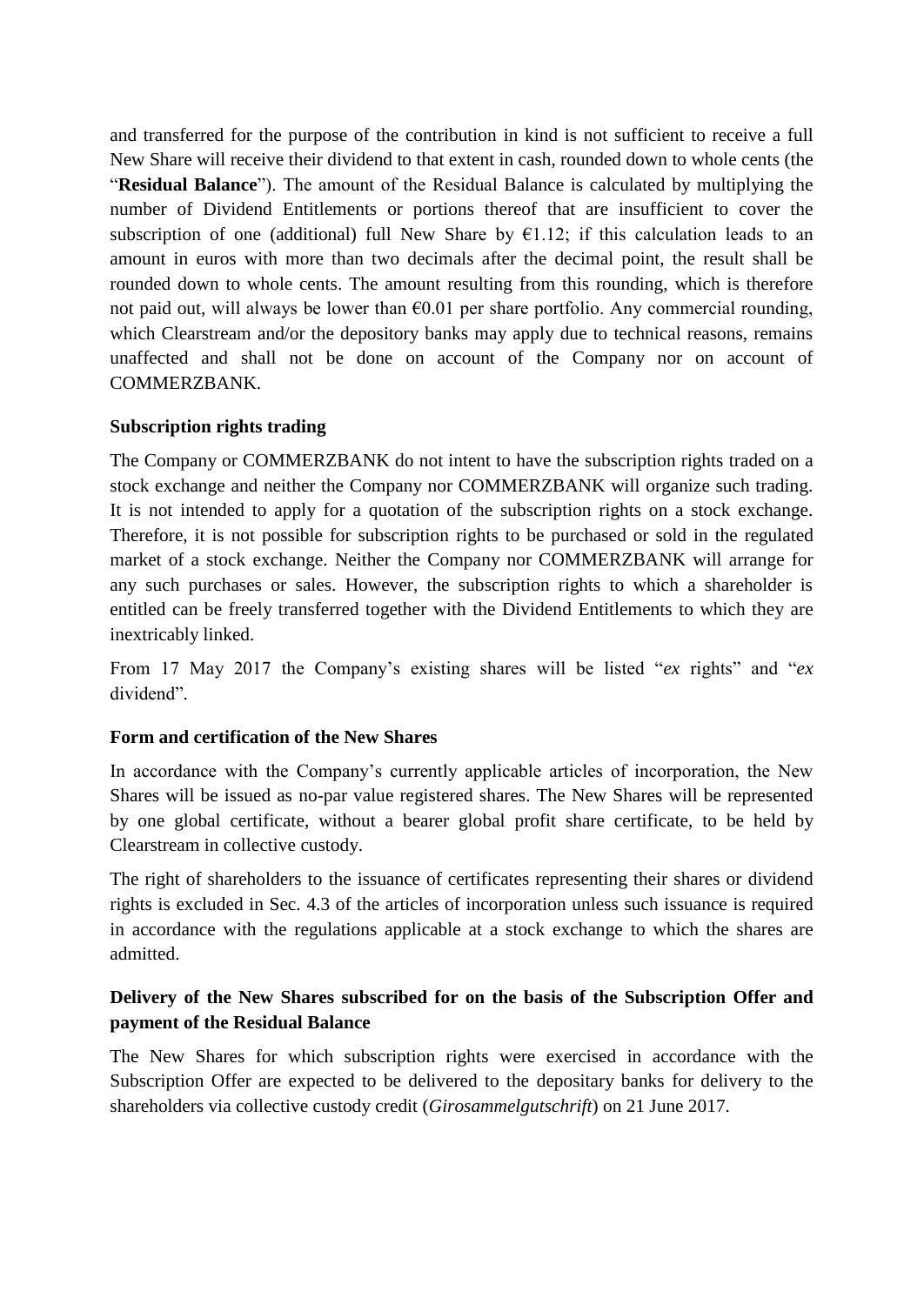and transferred for the purpose of the contribution in kind is not sufficient to receive a full New Share will receive their dividend to that extent in cash, rounded down to whole cents (the "**Residual Balance**"). The amount of the Residual Balance is calculated by multiplying the number of Dividend Entitlements or portions thereof that are insufficient to cover the subscription of one (additional) full New Share by €1.12; if this calculation leads to an amount in euros with more than two decimals after the decimal point, the result shall be rounded down to whole cents. The amount resulting from this rounding, which is therefore not paid out, will always be lower than €0.01 per share portfolio. Any commercial rounding, which Clearstream and/or the depository banks may apply due to technical reasons, remains unaffected and shall not be done on account of the Company nor on account of COMMERZBANK.

**Subscription rights trading**

The Company or COMMERZBANK do not intent to have the subscription rights traded on a stock exchange and neither the Company nor COMMERZBANK will organize such trading. It is not intended to apply for a quotation of the subscription rights on a stock exchange. Therefore, it is not possible for subscription rights to be purchased or sold in the regulated market of a stock exchange. Neither the Company nor COMMERZBANK will arrange for any such purchases or sales. However, the subscription rights to which a shareholder is entitled can be freely transferred together with the Dividend Entitlements to which they are inextricably linked.

From 17 May 2017 the Company's existing shares will be listed "*ex* rights" and "*ex* dividend".

**Form and certification of the New Shares**

In accordance with the Company's currently applicable articles of incorporation, the New Shares will be issued as no-par value registered shares. The New Shares will be represented by one global certificate, without a bearer global profit share certificate, to be held by Clearstream in collective custody.

The right of shareholders to the issuance of certificates representing their shares or dividend rights is excluded in Sec. 4.3 of the articles of incorporation unless such issuance is required in accordance with the regulations applicable at a stock exchange to which the shares are admitted.

**Delivery of the New Shares subscribed for on the basis of the Subscription Offer and payment of the Residual Balance**

The New Shares for which subscription rights were exercised in accordance with the Subscription Offer are expected to be delivered to the depositary banks for delivery to the shareholders via collective custody credit (*Girosammelgutschrift*) on 21 June 2017.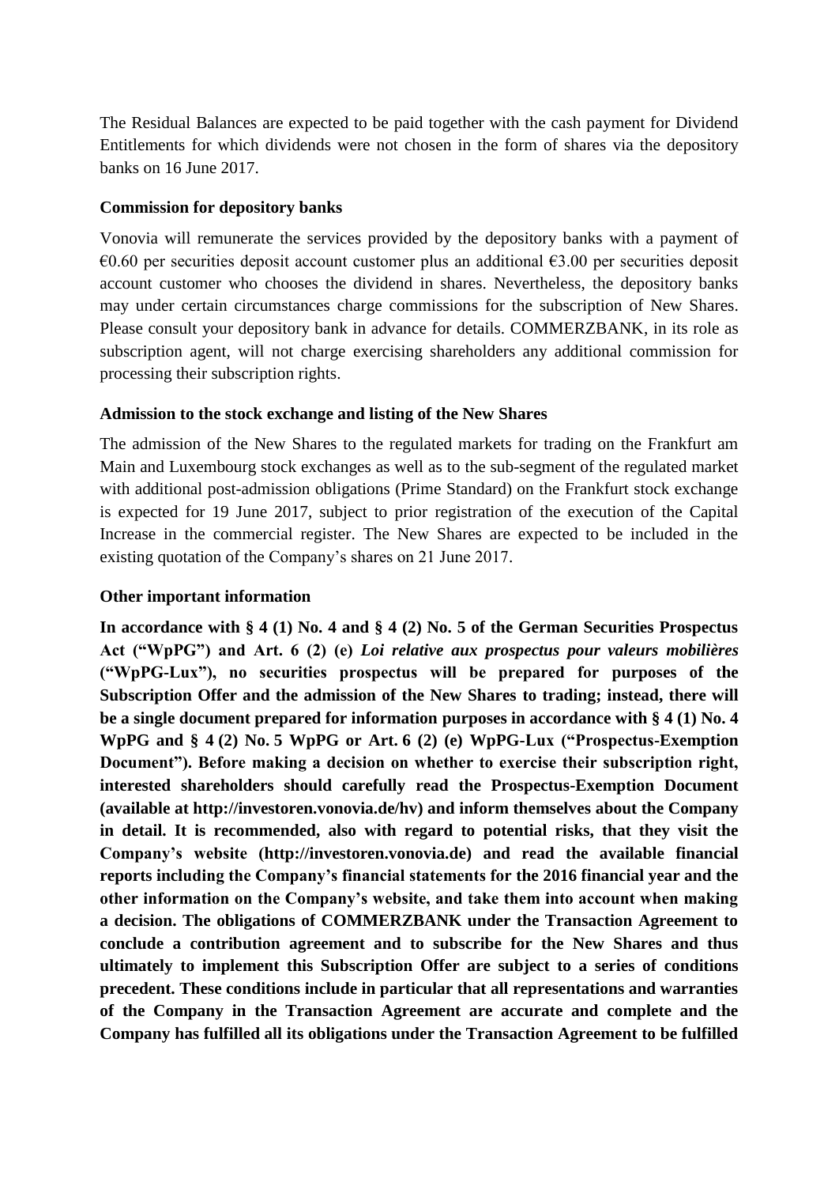The Residual Balances are expected to be paid together with the cash payment for Dividend Entitlements for which dividends were not chosen in the form of shares via the depository banks on 16 June 2017.

**Commission for depository banks**

Vonovia will remunerate the services provided by the depository banks with a payment of €0.60 per securities deposit account customer plus an additional €3.00 per securities deposit account customer who chooses the dividend in shares. Nevertheless, the depository banks may under certain circumstances charge commissions for the subscription of New Shares. Please consult your depository bank in advance for details. COMMERZBANK, in its role as subscription agent, will not charge exercising shareholders any additional commission for processing their subscription rights.

**Admission to the stock exchange and listing of the New Shares**

The admission of the New Shares to the regulated markets for trading on the Frankfurt am Main and Luxembourg stock exchanges as well as to the sub-segment of the regulated market with additional post-admission obligations (Prime Standard) on the Frankfurt stock exchange is expected for 19 June 2017, subject to prior registration of the execution of the Capital Increase in the commercial register. The New Shares are expected to be included in the existing quotation of the Company's shares on 21 June 2017.

**Other important information**

**In accordance with § 4 (1) No. 4 and § 4 (2) No. 5 of the German Securities Prospectus Act ("WpPG") and Art. 6 (2) (e) *Loi relative aux prospectus pour valeurs mobilières* ("WpPG-Lux"), no securities prospectus will be prepared for purposes of the Subscription Offer and the admission of the New Shares to trading; instead, there will be a single document prepared for information purposes in accordance with § 4 (1) No. 4 WpPG and § 4 (2) No. 5 WpPG or Art. 6 (2) (e) WpPG-Lux ("Prospectus-Exemption Document"). Before making a decision on whether to exercise their subscription right, interested shareholders should carefully read the Prospectus-Exemption Document (available at http://investoren.vonovia.de/hv) and inform themselves about the Company in detail. It is recommended, also with regard to potential risks, that they visit the Company's website (http://investoren.vonovia.de) and read the available financial reports including the Company's financial statements for the 2016 financial year and the other information on the Company's website, and take them into account when making a decision. The obligations of COMMERZBANK under the Transaction Agreement to conclude a contribution agreement and to subscribe for the New Shares and thus ultimately to implement this Subscription Offer are subject to a series of conditions precedent. These conditions include in particular that all representations and warranties of the Company in the Transaction Agreement are accurate and complete and the Company has fulfilled all its obligations under the Transaction Agreement to be fulfilled**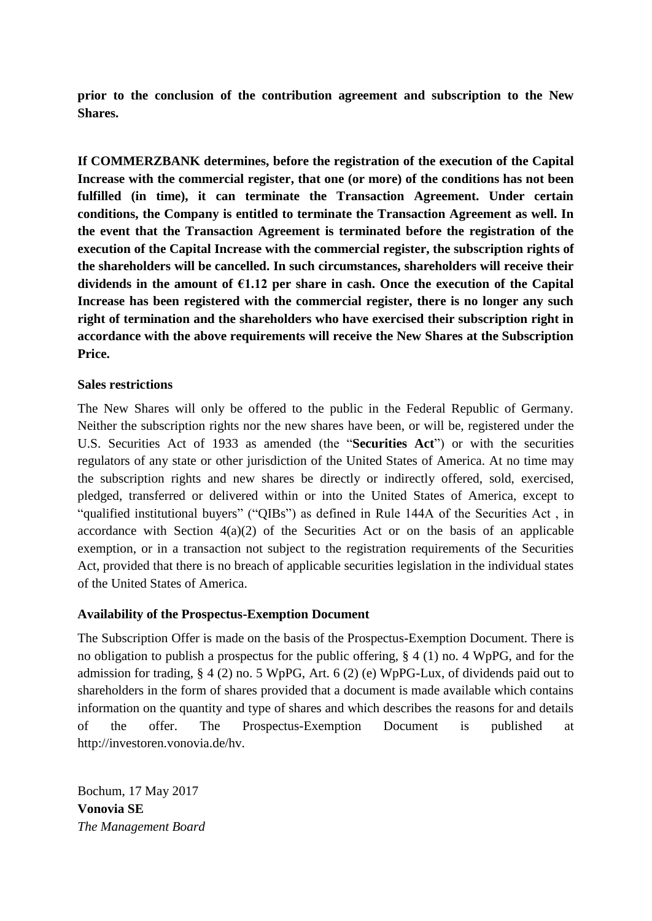**prior to the conclusion of the contribution agreement and subscription to the New Shares.**

**If COMMERZBANK determines, before the registration of the execution of the Capital Increase with the commercial register, that one (or more) of the conditions has not been fulfilled (in time), it can terminate the Transaction Agreement. Under certain conditions, the Company is entitled to terminate the Transaction Agreement as well. In the event that the Transaction Agreement is terminated before the registration of the execution of the Capital Increase with the commercial register, the subscription rights of the shareholders will be cancelled. In such circumstances, shareholders will receive their dividends in the amount of €1.12 per share in cash. Once the execution of the Capital Increase has been registered with the commercial register, there is no longer any such right of termination and the shareholders who have exercised their subscription right in accordance with the above requirements will receive the New Shares at the Subscription Price.**

**Sales restrictions**

The New Shares will only be offered to the public in the Federal Republic of Germany. Neither the subscription rights nor the new shares have been, or will be, registered under the U.S. Securities Act of 1933 as amended (the "**Securities Act**") or with the securities regulators of any state or other jurisdiction of the United States of America. At no time may the subscription rights and new shares be directly or indirectly offered, sold, exercised, pledged, transferred or delivered within or into the United States of America, except to "qualified institutional buyers" ("QIBs") as defined in Rule 144A of the Securities Act , in accordance with Section 4(a)(2) of the Securities Act or on the basis of an applicable exemption, or in a transaction not subject to the registration requirements of the Securities Act, provided that there is no breach of applicable securities legislation in the individual states of the United States of America.

**Availability of the Prospectus-Exemption Document**

The Subscription Offer is made on the basis of the Prospectus-Exemption Document. There is no obligation to publish a prospectus for the public offering, § 4 (1) no. 4 WpPG, and for the admission for trading, § 4 (2) no. 5 WpPG, Art. 6 (2) (e) WpPG-Lux, of dividends paid out to shareholders in the form of shares provided that a document is made available which contains information on the quantity and type of shares and which describes the reasons for and details of the offer. The Prospectus-Exemption Document is published at http://investoren.vonovia.de/hv.

Bochum, 17 May 2017
**Vonovia SE**
*The Management Board*